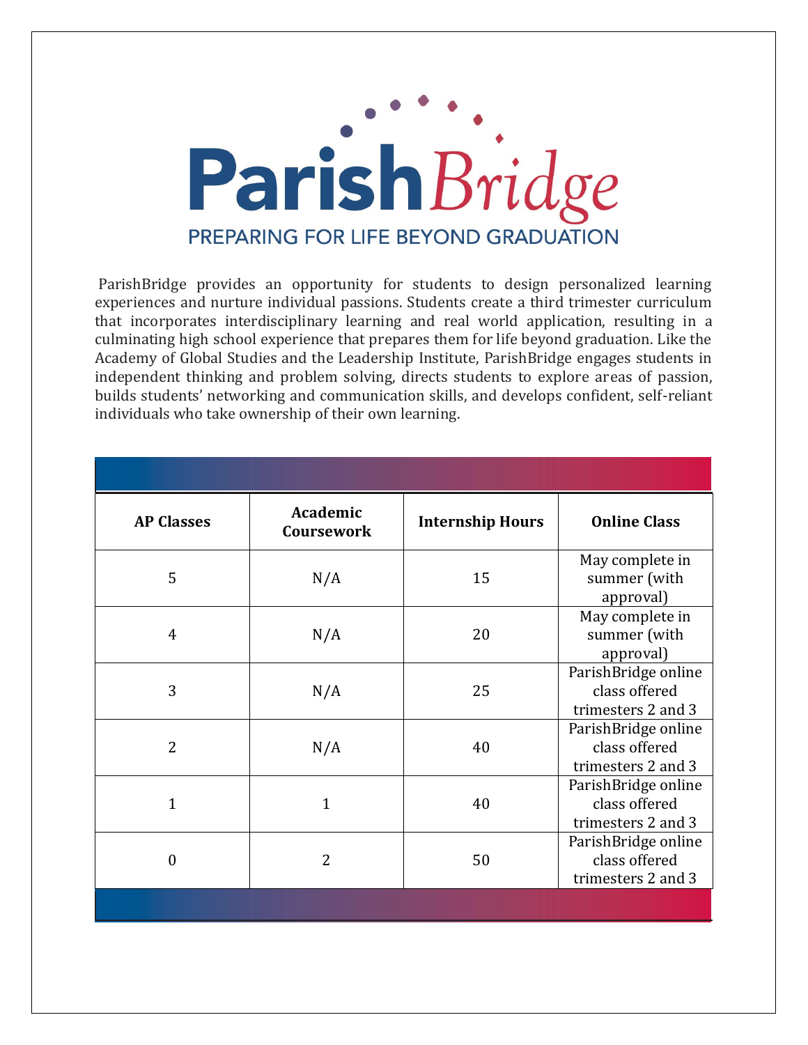# ParishBridge

PREPARING FOR LIFE BEYOND GRADUATION

ParishBridge provides an opportunity for students to design personalized learning experiences and nurture individual passions. Students create a third trimester curriculum that incorporates interdisciplinary learning and real world application, resulting in a culminating high school experience that prepares them for life beyond graduation. Like the Academy of Global Studies and the Leadership Institute, ParishBridge engages students in independent thinking and problem solving, directs students to explore areas of passion, builds students' networking and communication skills, and develops confident, self-reliant individuals who take ownership of their own learning.

| AP Classes | Academic Coursework | Internship Hours | Online Class |
|---|---|---|---|
| 5 | N/A | 15 | May complete in summer (with approval) |
| 4 | N/A | 20 | May complete in summer (with approval) |
| 3 | N/A | 25 | ParishBridge online class offered trimesters 2 and 3 |
| 2 | N/A | 40 | ParishBridge online class offered trimesters 2 and 3 |
| 1 | 1 | 40 | ParishBridge online class offered trimesters 2 and 3 |
| 0 | 2 | 50 | ParishBridge online class offered trimesters 2 and 3 |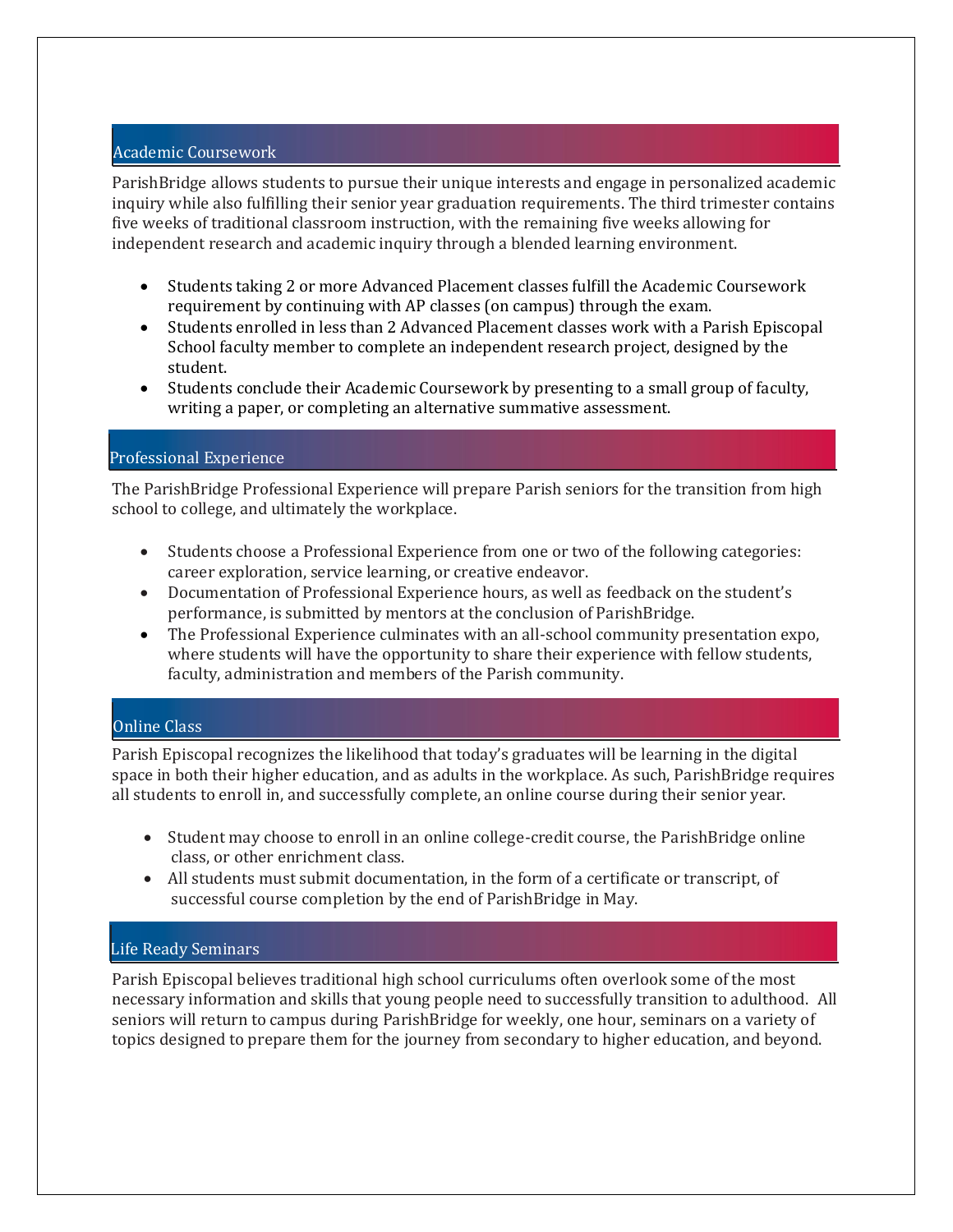## Academic Coursework

ParishBridge allows students to pursue their unique interests and engage in personalized academic inquiry while also fulfilling their senior year graduation requirements. The third trimester contains five weeks of traditional classroom instruction, with the remaining five weeks allowing for independent research and academic inquiry through a blended learning environment.

- Students taking 2 or more Advanced Placement classes fulfill the Academic Coursework requirement by continuing with AP classes (on campus) through the exam.
- Students enrolled in less than 2 Advanced Placement classes work with a Parish Episcopal School faculty member to complete an independent research project, designed by the student.
- Students conclude their Academic Coursework by presenting to a small group of faculty, writing a paper, or completing an alternative summative assessment.

## Professional Experience

The ParishBridge Professional Experience will prepare Parish seniors for the transition from high school to college, and ultimately the workplace.

- Students choose a Professional Experience from one or two of the following categories: career exploration, service learning, or creative endeavor.
- Documentation of Professional Experience hours, as well as feedback on the student's performance, is submitted by mentors at the conclusion of ParishBridge.
- The Professional Experience culminates with an all-school community presentation expo, where students will have the opportunity to share their experience with fellow students, faculty, administration and members of the Parish community.

## Online Class

Parish Episcopal recognizes the likelihood that today's graduates will be learning in the digital space in both their higher education, and as adults in the workplace. As such, ParishBridge requires all students to enroll in, and successfully complete, an online course during their senior year.

- Student may choose to enroll in an online college-credit course, the ParishBridge online class, or other enrichment class.
- All students must submit documentation, in the form of a certificate or transcript, of successful course completion by the end of ParishBridge in May.

## Life Ready Seminars

Parish Episcopal believes traditional high school curriculums often overlook some of the most necessary information and skills that young people need to successfully transition to adulthood. All seniors will return to campus during ParishBridge for weekly, one hour, seminars on a variety of topics designed to prepare them for the journey from secondary to higher education, and beyond.